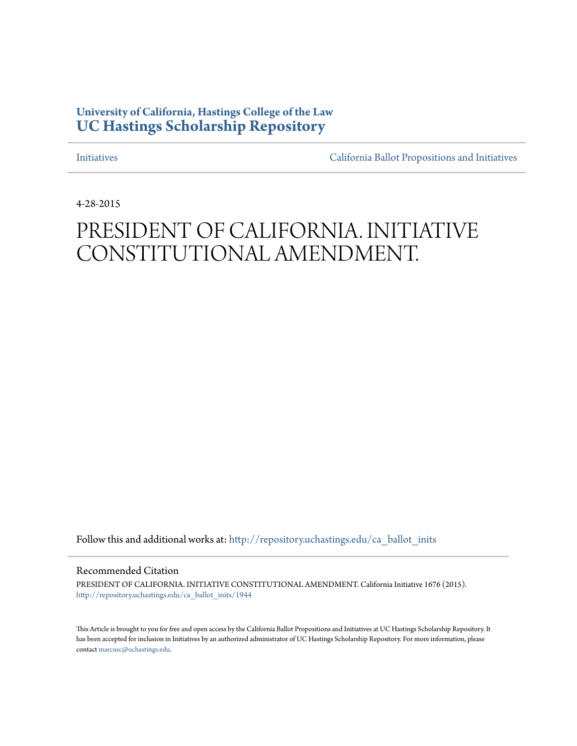**University of California, Hastings College of the Law**
**UC Hastings Scholarship Repository**

Initiatives | California Ballot Propositions and Initiatives

4-28-2015

# PRESIDENT OF CALIFORNIA. INITIATIVE CONSTITUTIONAL AMENDMENT.

Follow this and additional works at: http://repository.uchastings.edu/ca_ballot_inits

## Recommended Citation

PRESIDENT OF CALIFORNIA. INITIATIVE CONSTITUTIONAL AMENDMENT. California Initiative 1676 (2015).
http://repository.uchastings.edu/ca_ballot_inits/1944

This Article is brought to you for free and open access by the California Ballot Propositions and Initiatives at UC Hastings Scholarship Repository. It has been accepted for inclusion in Initiatives by an authorized administrator of UC Hastings Scholarship Repository. For more information, please contact marcusc@uchastings.edu.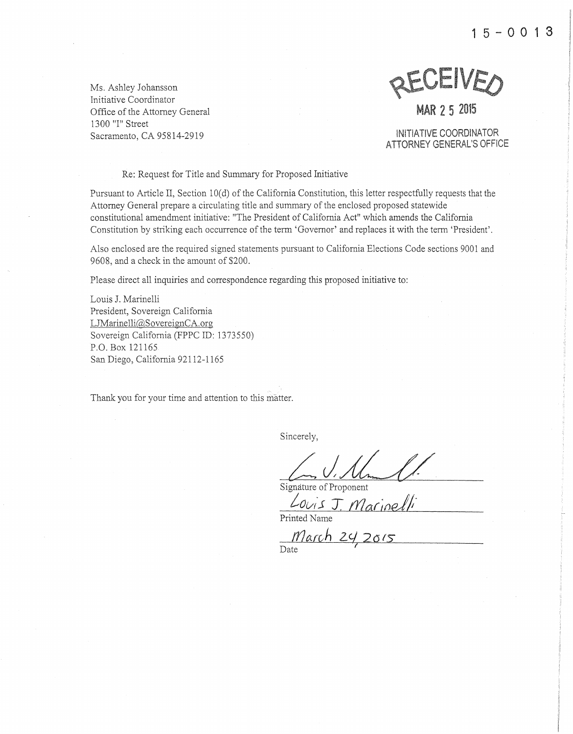15-0013

Ms. Ashley Johansson
Initiative Coordinator
Office of the Attorney General
1300 "I" Street
Sacramento, CA 95814-2919

RECEIVED
MAR 25 2015
INITIATIVE COORDINATOR
ATTORNEY GENERAL'S OFFICE

Re: Request for Title and Summary for Proposed Initiative

Pursuant to Article II, Section 10(d) of the California Constitution, this letter respectfully requests that the Attorney General prepare a circulating title and summary of the enclosed proposed statewide constitutional amendment initiative: "The President of California Act" which amends the California Constitution by striking each occurrence of the term 'Governor' and replaces it with the term 'President'.

Also enclosed are the required signed statements pursuant to California Elections Code sections 9001 and 9608, and a check in the amount of $200.

Please direct all inquiries and correspondence regarding this proposed initiative to:

Louis J. Marinelli
President, Sovereign California
LJMarinelli@SovereignCA.org
Sovereign California (FPPC ID: 1373550)
P.O. Box 121165
San Diego, California 92112-1165

Thank you for your time and attention to this matter.

Sincerely,

Signature of Proponent

Louis J. Marinelli
Printed Name

March 24, 2015
Date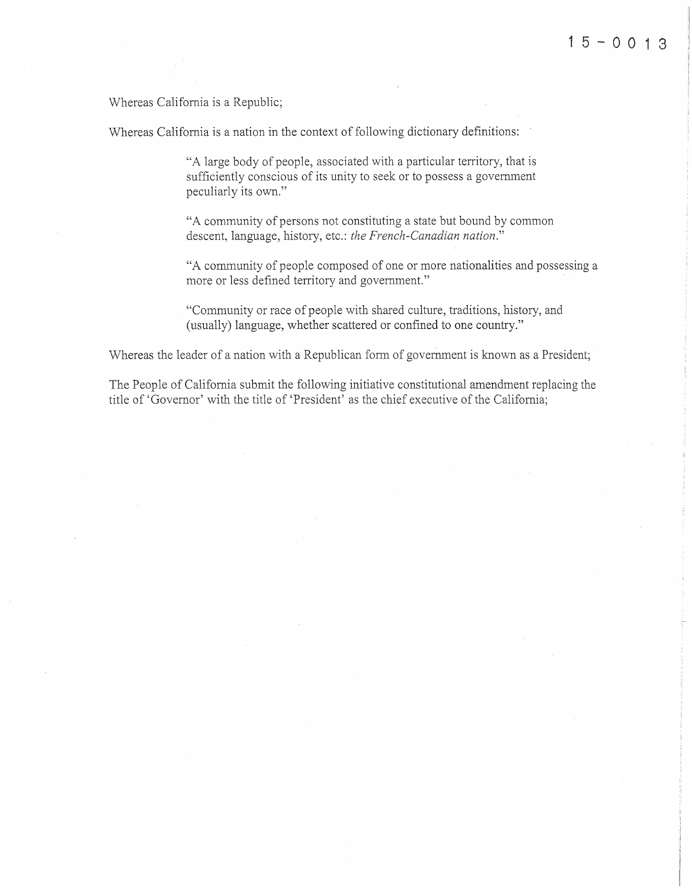15-0013

Whereas California is a Republic;

Whereas California is a nation in the context of following dictionary definitions:

> "A large body of people, associated with a particular territory, that is sufficiently conscious of its unity to seek or to possess a government peculiarly its own."
>
> "A community of persons not constituting a state but bound by common descent, language, history, etc.: *the French-Canadian nation*."
>
> "A community of people composed of one or more nationalities and possessing a more or less defined territory and government."
>
> "Community or race of people with shared culture, traditions, history, and (usually) language, whether scattered or confined to one country."

Whereas the leader of a nation with a Republican form of government is known as a President;

The People of California submit the following initiative constitutional amendment replacing the title of 'Governor' with the title of 'President' as the chief executive of the California;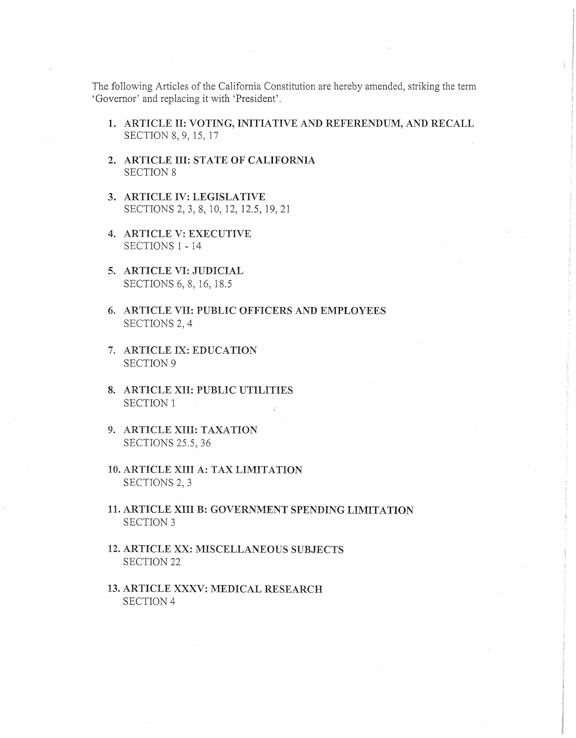The following Articles of the California Constitution are hereby amended, striking the term 'Governor' and replacing it with 'President'.

1. **ARTICLE II: VOTING, INITIATIVE AND REFERENDUM, AND RECALL**
   SECTION 8, 9, 15, 17

2. **ARTICLE III: STATE OF CALIFORNIA**
   SECTION 8

3. **ARTICLE IV: LEGISLATIVE**
   SECTIONS 2, 3, 8, 10, 12, 12.5, 19, 21

4. **ARTICLE V: EXECUTIVE**
   SECTIONS 1 - 14

5. **ARTICLE VI: JUDICIAL**
   SECTIONS 6, 8, 16, 18.5

6. **ARTICLE VII: PUBLIC OFFICERS AND EMPLOYEES**
   SECTIONS 2, 4

7. **ARTICLE IX: EDUCATION**
   SECTION 9

8. **ARTICLE XII: PUBLIC UTILITIES**
   SECTION 1

9. **ARTICLE XIII: TAXATION**
   SECTIONS 25.5, 36

10. **ARTICLE XIII A: TAX LIMITATION**
    SECTIONS 2, 3

11. **ARTICLE XIII B: GOVERNMENT SPENDING LIMITATION**
    SECTION 3

12. **ARTICLE XX: MISCELLANEOUS SUBJECTS**
    SECTION 22

13. **ARTICLE XXXV: MEDICAL RESEARCH**
    SECTION 4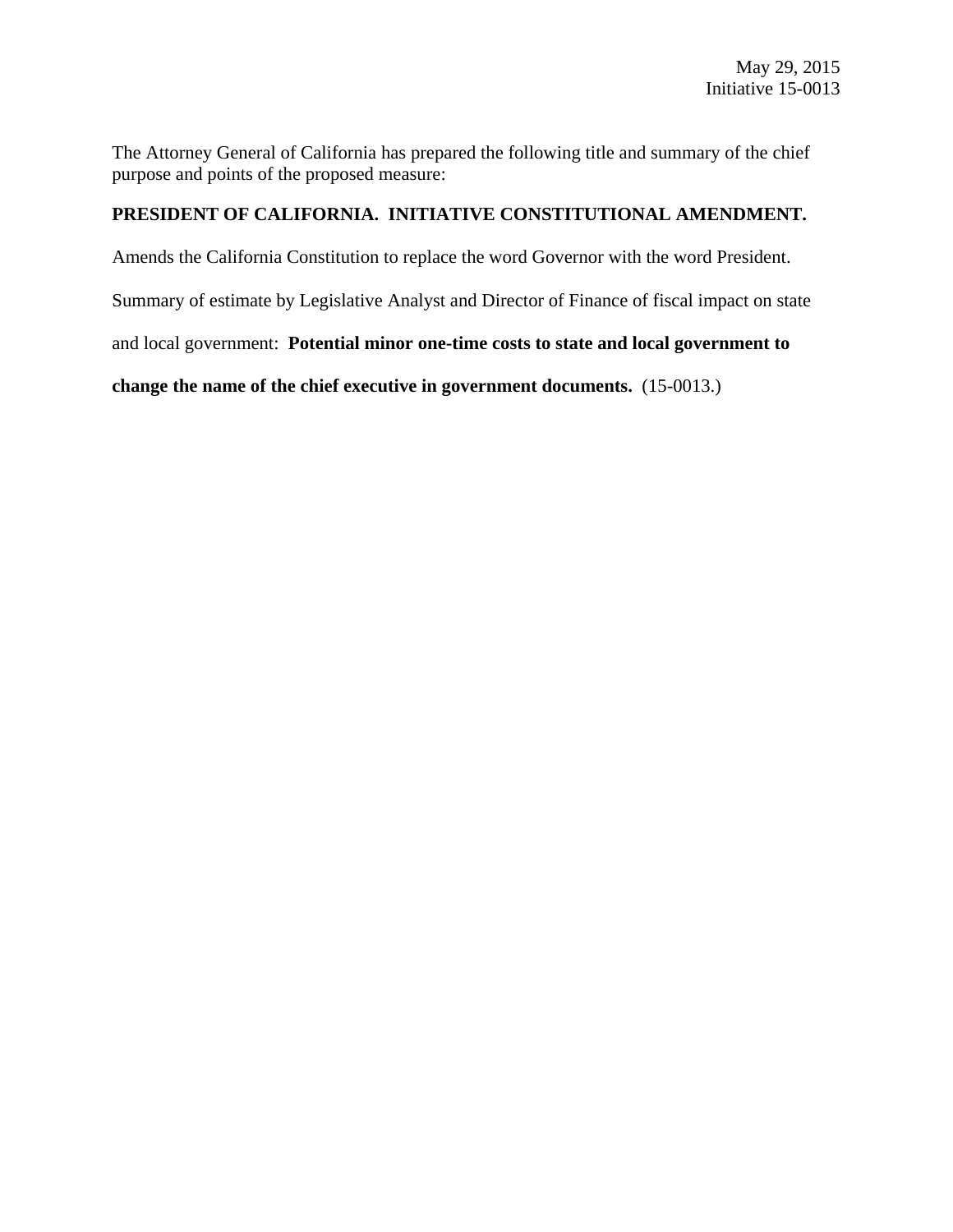May 29, 2015
Initiative 15-0013

The Attorney General of California has prepared the following title and summary of the chief purpose and points of the proposed measure:

**PRESIDENT OF CALIFORNIA. INITIATIVE CONSTITUTIONAL AMENDMENT.**

Amends the California Constitution to replace the word Governor with the word President.

Summary of estimate by Legislative Analyst and Director of Finance of fiscal impact on state and local government: **Potential minor one-time costs to state and local government to change the name of the chief executive in government documents.** (15-0013.)